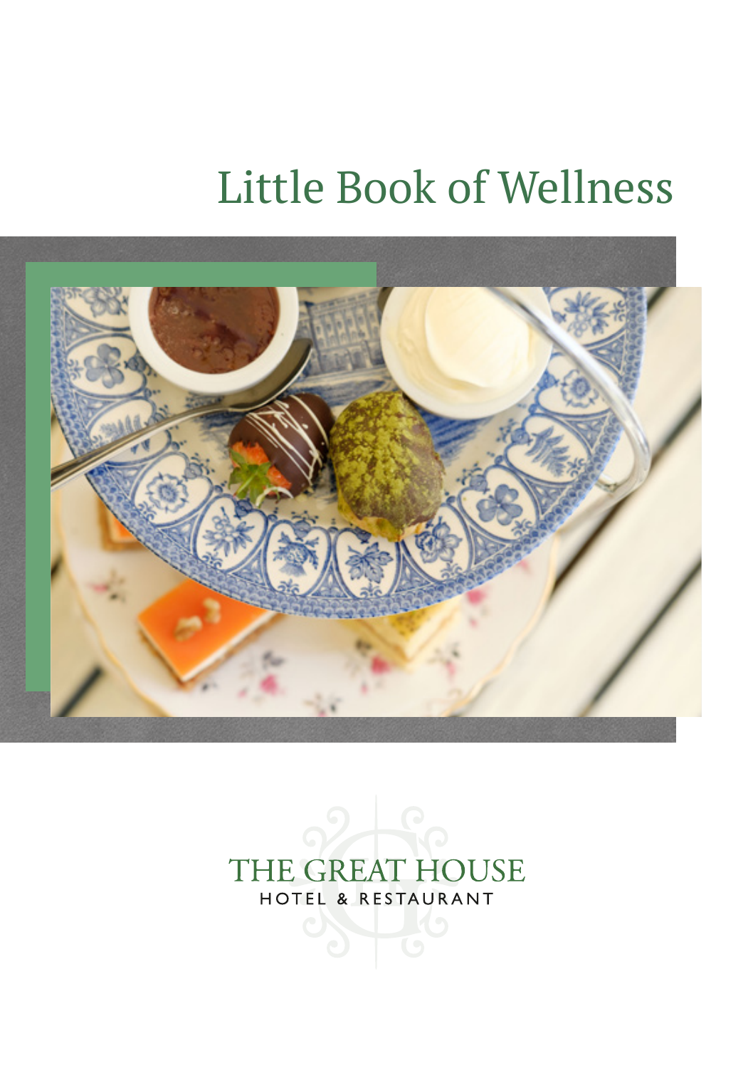# Little Book of Wellness

THE GREAT HOUSE

HOTEL & RESTAURANT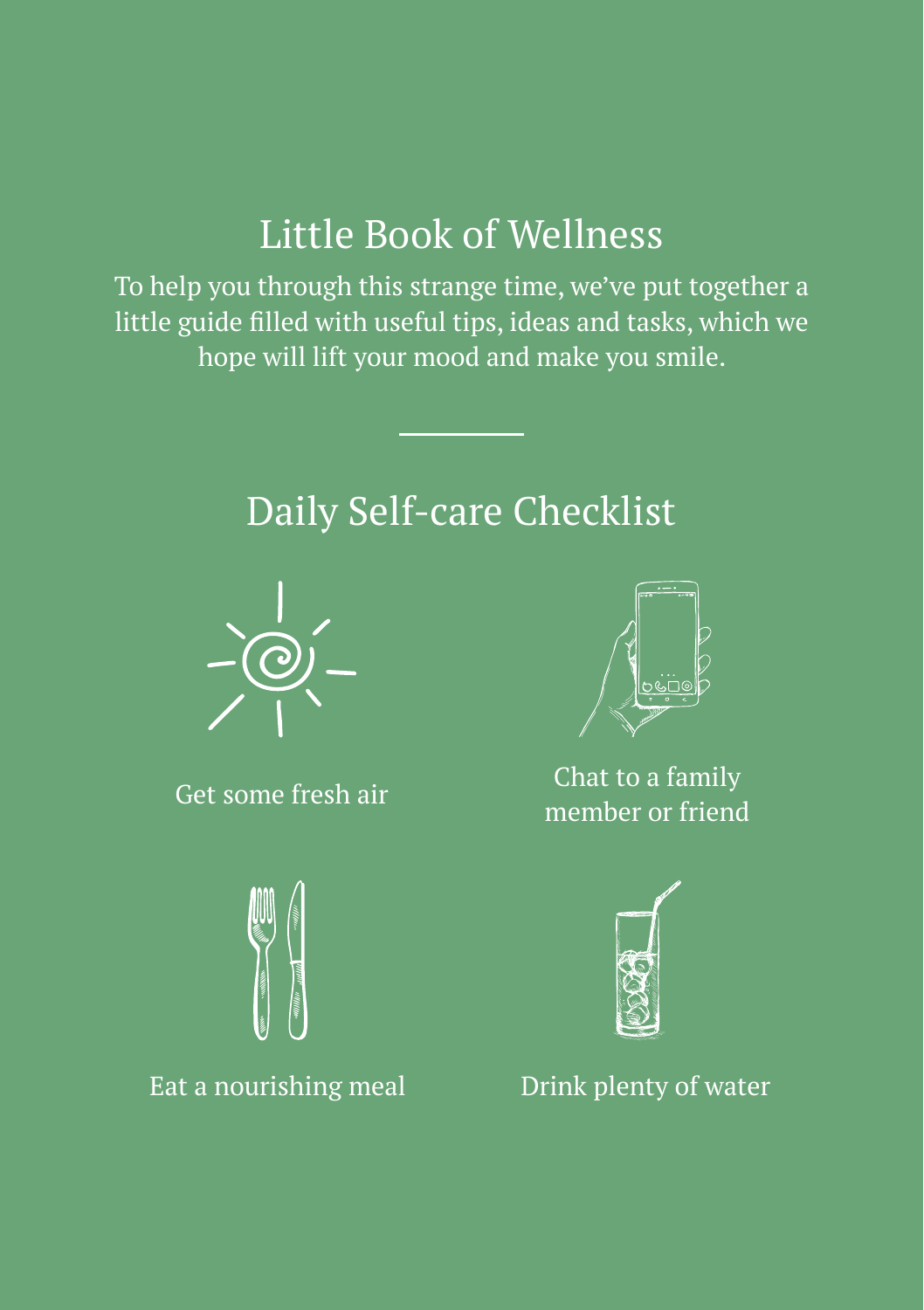# Little Book of Wellness

To help you through this strange time, we've put together a little guide filled with useful tips, ideas and tasks, which we hope will lift your mood and make you smile.

---

## Daily Self-care Checklist

- Get some fresh air
- Chat to a family member or friend
- Eat a nourishing meal
- Drink plenty of water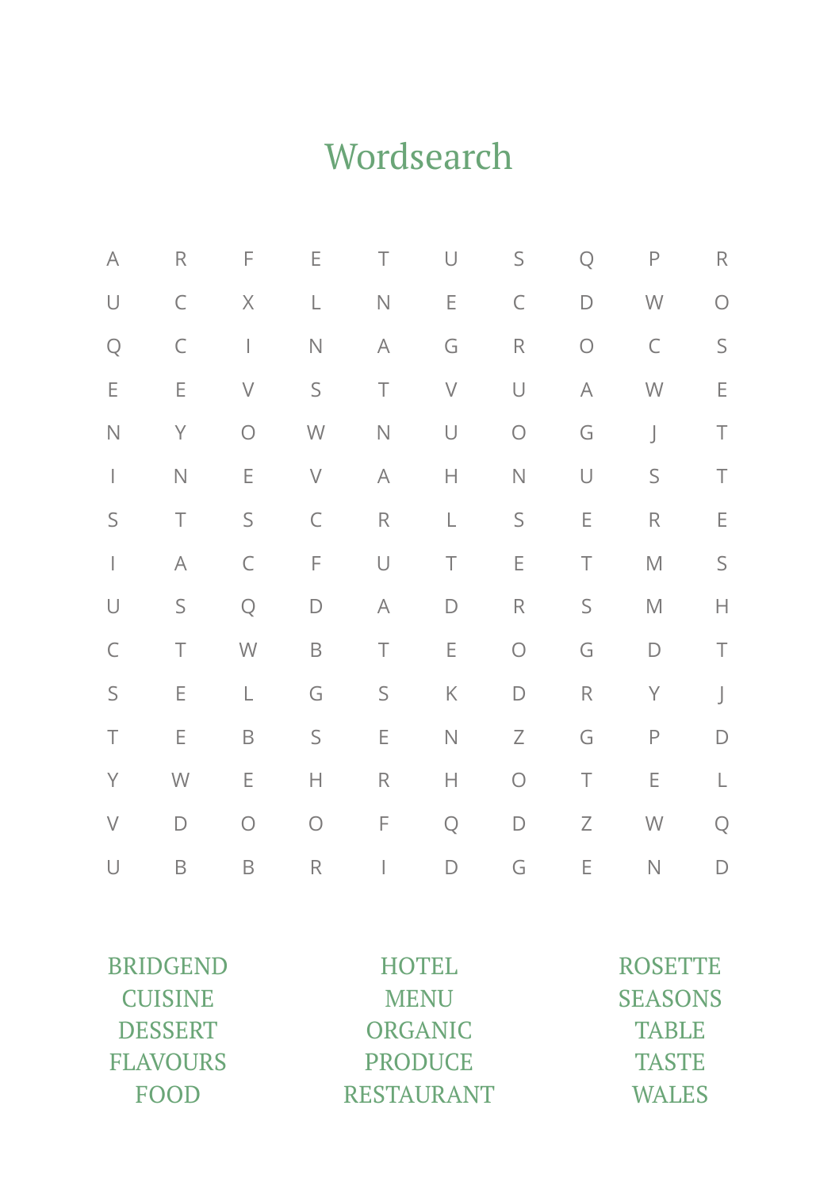# Wordsearch

| | | | | | | | | | |
|---|---|---|---|---|---|---|---|---|---|
| A | R | F | E | T | U | S | Q | P | R |
| U | C | X | L | N | E | C | D | W | O |
| Q | C | I | N | A | G | R | O | C | S |
| E | E | V | S | T | V | U | A | W | E |
| N | Y | O | W | N | U | O | G | J | T |
| I | N | E | V | A | H | N | U | S | T |
| S | T | S | C | R | L | S | E | R | E |
| I | A | C | F | U | T | E | T | M | S |
| U | S | Q | D | A | D | R | S | M | H |
| C | T | W | B | T | E | O | G | D | T |
| S | E | L | G | S | K | D | R | Y | J |
| T | E | B | S | E | N | Z | G | P | D |
| Y | W | E | H | R | H | O | T | E | L |
| V | D | O | O | F | Q | D | Z | W | Q |
| U | B | B | R | I | D | G | E | N | D |

BRIDGEND
CUISINE
DESSERT
FLAVOURS
FOOD
HOTEL
MENU
ORGANIC
PRODUCE
RESTAURANT
ROSETTE
SEASONS
TABLE
TASTE
WALES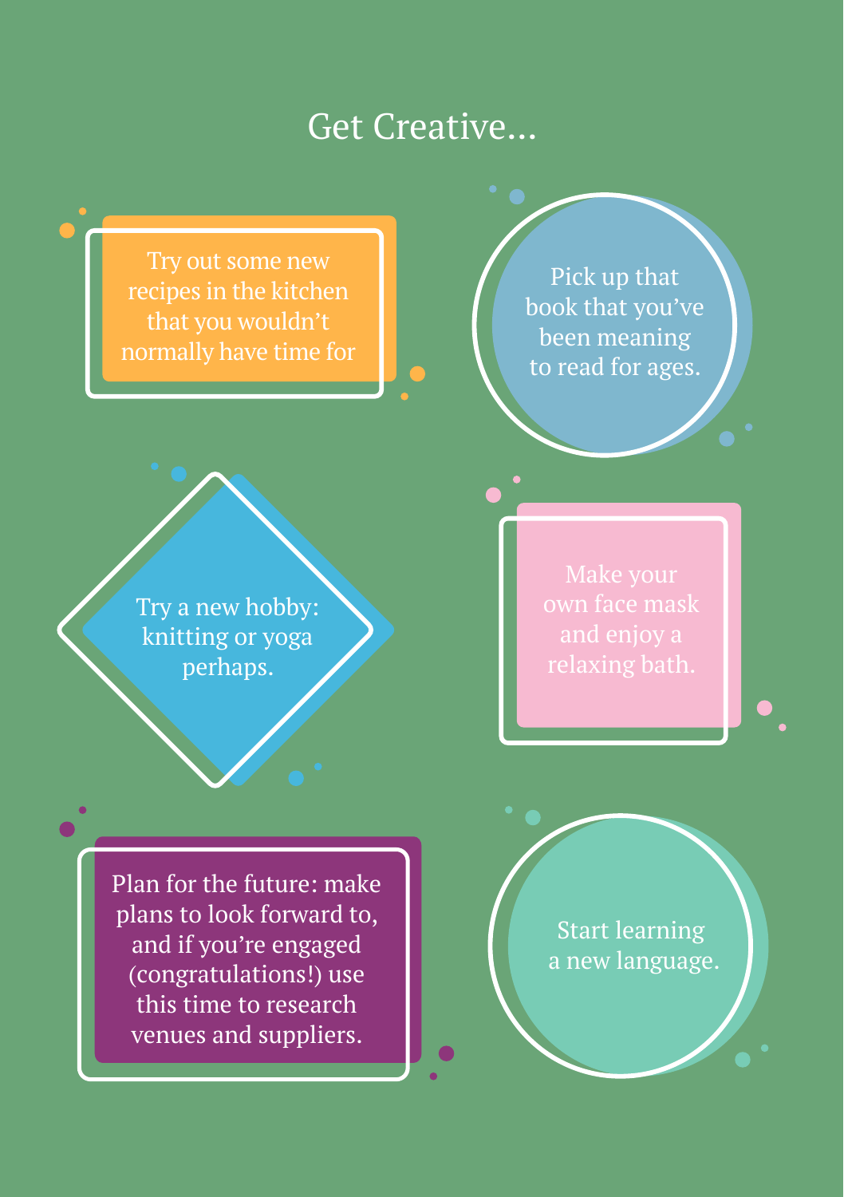# Get Creative...

Try out some new recipes in the kitchen that you wouldn't normally have time for

Pick up that book that you've been meaning to read for ages.

Try a new hobby: knitting or yoga perhaps.

Make your own face mask and enjoy a relaxing bath.

Plan for the future: make plans to look forward to, and if you're engaged (congratulations!) use this time to research venues and suppliers.

Start learning a new language.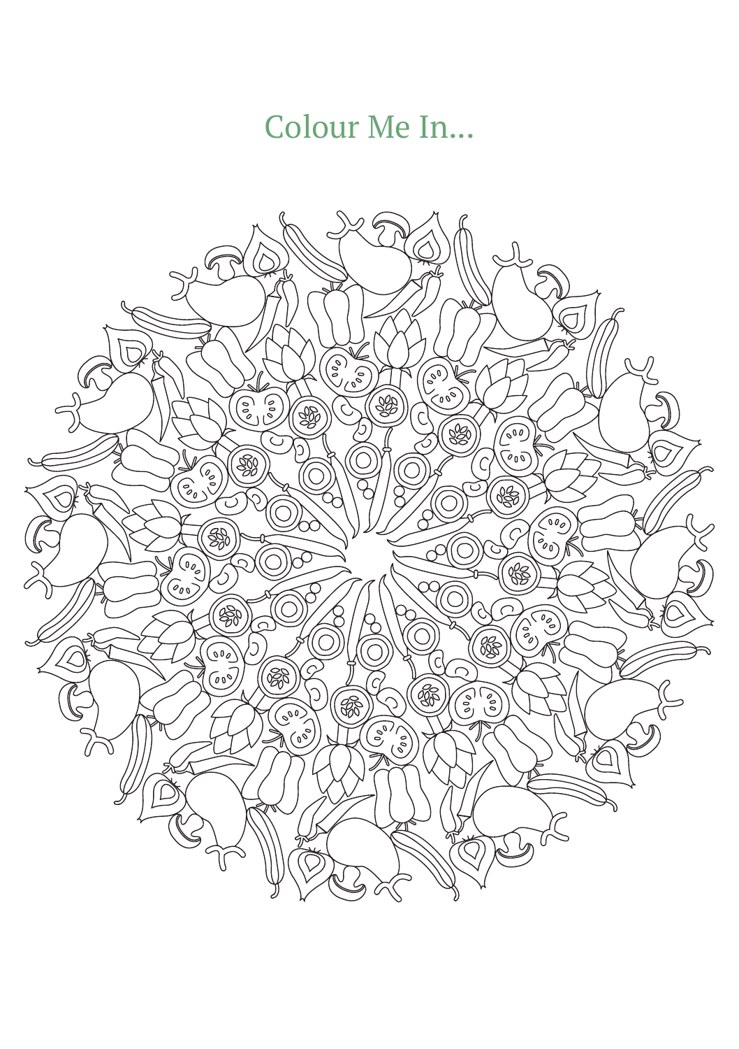# Colour Me In...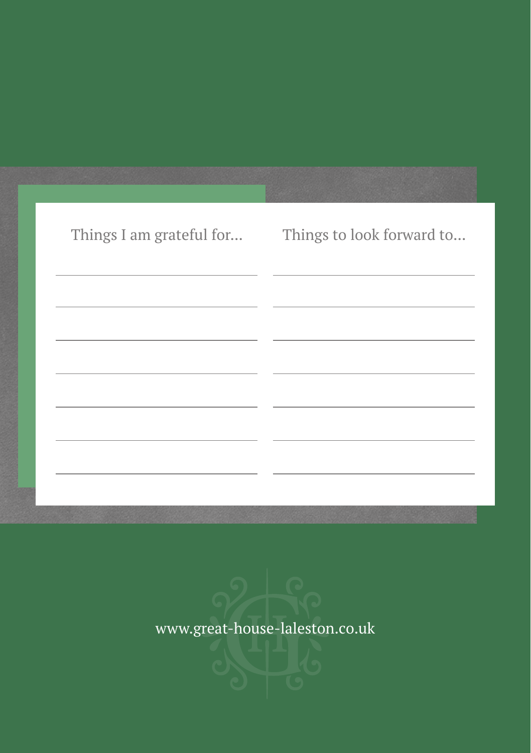Things I am grateful for...

Things to look forward to...

www.great-house-laleston.co.uk